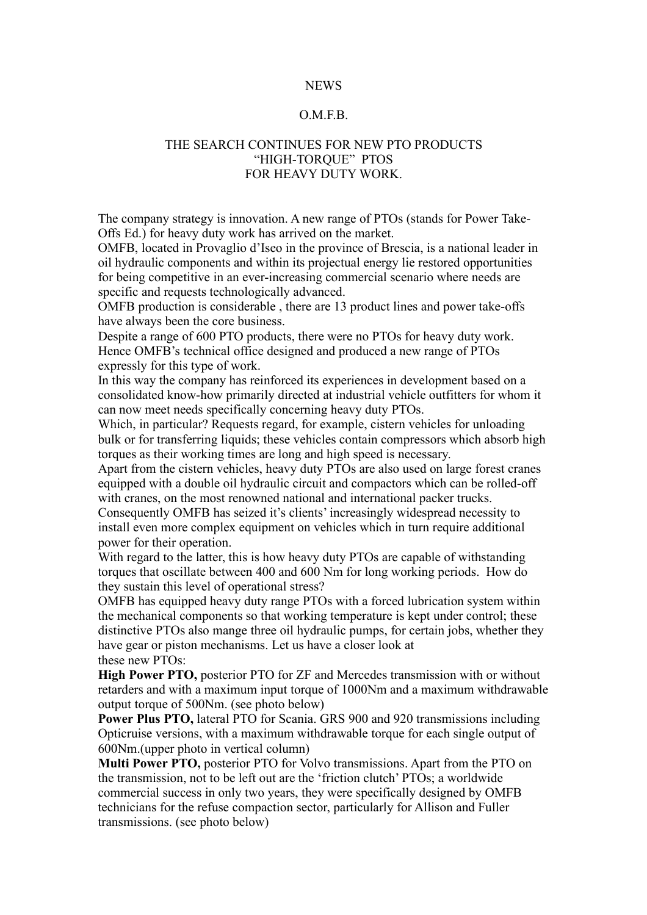NEWS

O.M.F.B.

# THE SEARCH CONTINUES FOR NEW PTO PRODUCTS
# "HIGH-TORQUE" PTOS
# FOR HEAVY DUTY WORK.

The company strategy is innovation. A new range of PTOs (stands for Power Take-Offs Ed.) for heavy duty work has arrived on the market.
OMFB, located in Provaglio d'Iseo in the province of Brescia, is a national leader in oil hydraulic components and within its projectual energy lie restored opportunities for being competitive in an ever-increasing commercial scenario where needs are specific and requests technologically advanced.
OMFB production is considerable , there are 13 product lines and power take-offs have always been the core business.
Despite a range of 600 PTO products, there were no PTOs for heavy duty work. Hence OMFB's technical office designed and produced a new range of PTOs expressly for this type of work.
In this way the company has reinforced its experiences in development based on a consolidated know-how primarily directed at industrial vehicle outfitters for whom it can now meet needs specifically concerning heavy duty PTOs.
Which, in particular? Requests regard, for example, cistern vehicles for unloading bulk or for transferring liquids; these vehicles contain compressors which absorb high torques as their working times are long and high speed is necessary.
Apart from the cistern vehicles, heavy duty PTOs are also used on large forest cranes equipped with a double oil hydraulic circuit and compactors which can be rolled-off with cranes, on the most renowned national and international packer trucks.
Consequently OMFB has seized it's clients' increasingly widespread necessity to install even more complex equipment on vehicles which in turn require additional power for their operation.
With regard to the latter, this is how heavy duty PTOs are capable of withstanding torques that oscillate between 400 and 600 Nm for long working periods. How do they sustain this level of operational stress?
OMFB has equipped heavy duty range PTOs with a forced lubrication system within the mechanical components so that working temperature is kept under control; these distinctive PTOs also mange three oil hydraulic pumps, for certain jobs, whether they have gear or piston mechanisms. Let us have a closer look at
these new PTOs:
**High Power PTO,** posterior PTO for ZF and Mercedes transmission with or without retarders and with a maximum input torque of 1000Nm and a maximum withdrawable output torque of 500Nm. (see photo below)
**Power Plus PTO,** lateral PTO for Scania. GRS 900 and 920 transmissions including Opticruise versions, with a maximum withdrawable torque for each single output of 600Nm.(upper photo in vertical column)
**Multi Power PTO,** posterior PTO for Volvo transmissions. Apart from the PTO on the transmission, not to be left out are the 'friction clutch' PTOs; a worldwide commercial success in only two years, they were specifically designed by OMFB technicians for the refuse compaction sector, particularly for Allison and Fuller transmissions. (see photo below)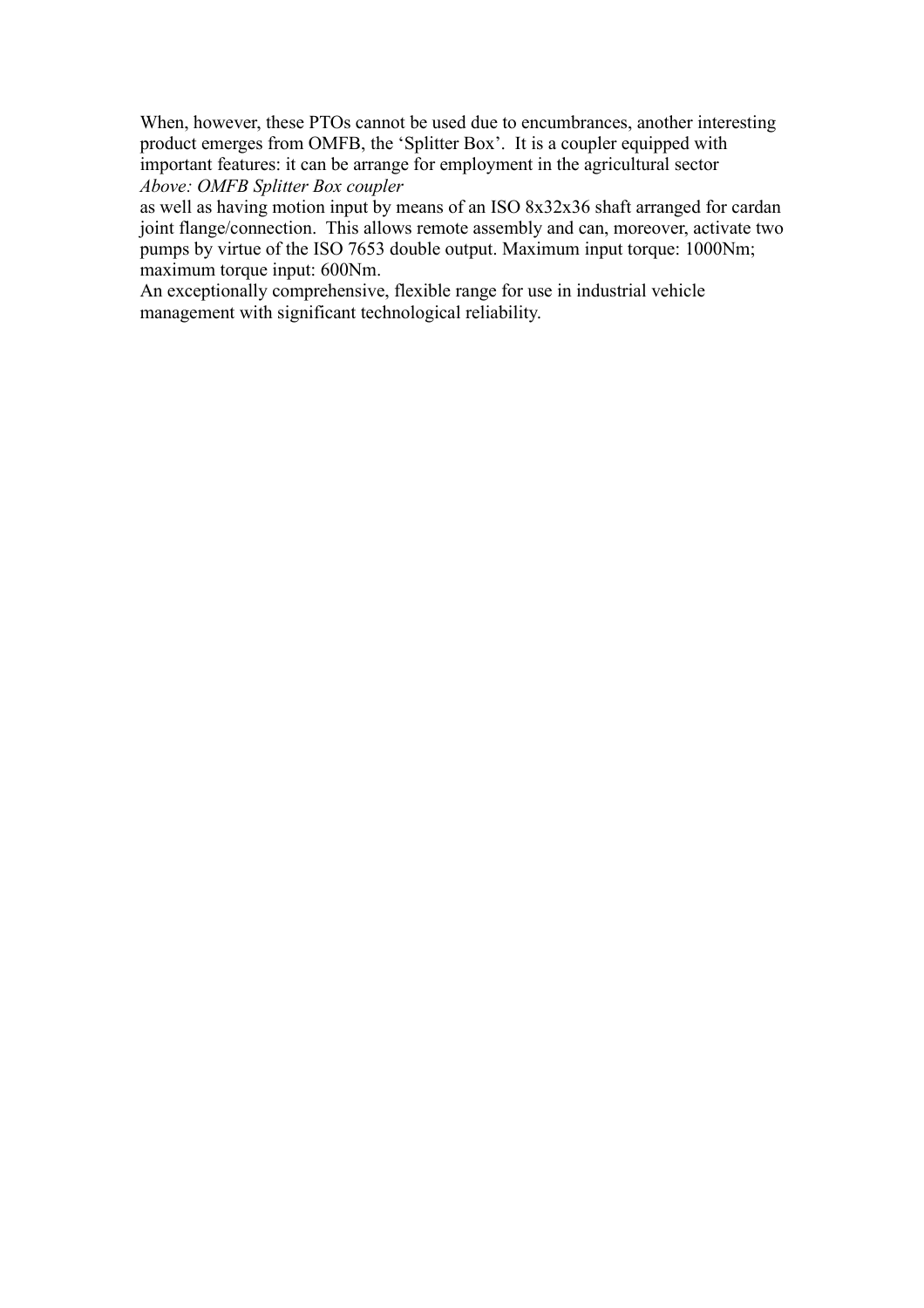When, however, these PTOs cannot be used due to encumbrances, another interesting product emerges from OMFB, the 'Splitter Box'. It is a coupler equipped with important features: it can be arrange for employment in the agricultural sector

*Above: OMFB Splitter Box coupler*

as well as having motion input by means of an ISO 8x32x36 shaft arranged for cardan joint flange/connection. This allows remote assembly and can, moreover, activate two pumps by virtue of the ISO 7653 double output. Maximum input torque: 1000Nm; maximum torque input: 600Nm.

An exceptionally comprehensive, flexible range for use in industrial vehicle management with significant technological reliability.